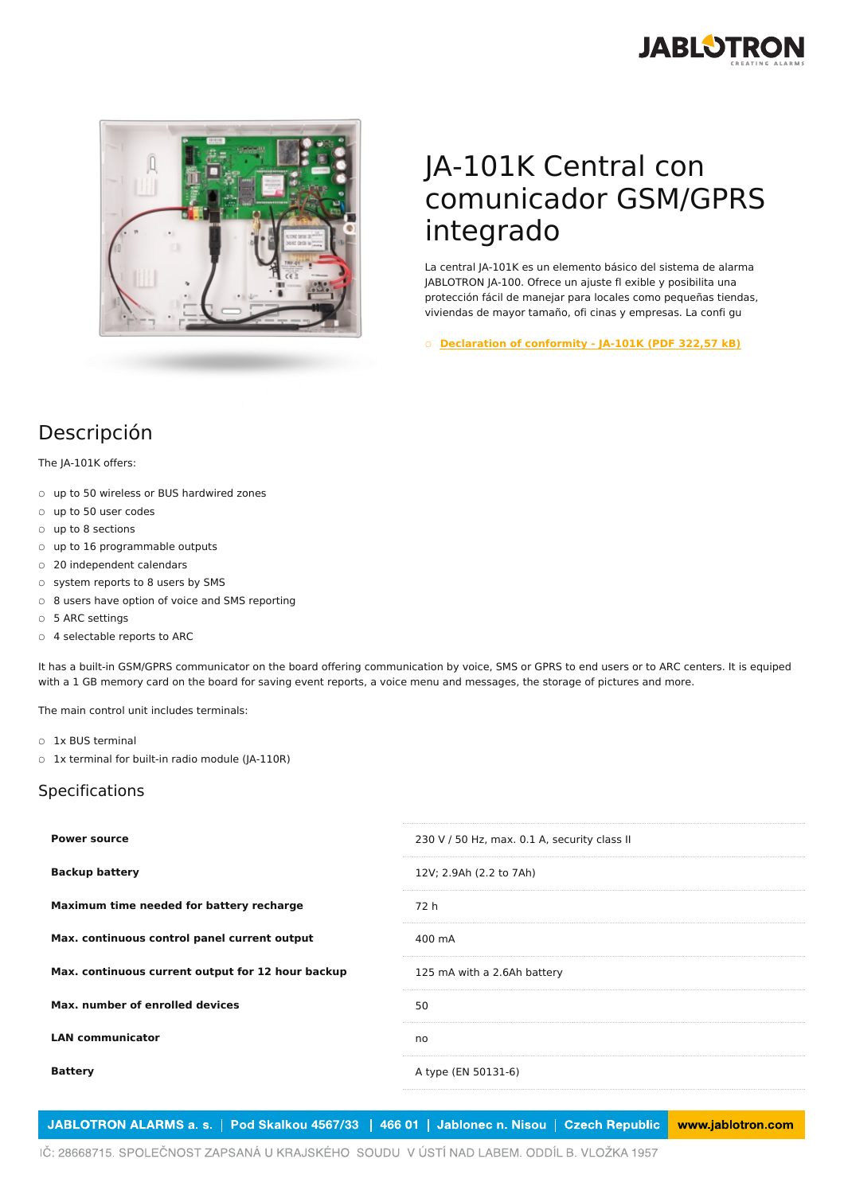# JA-101K Central con comunicador GSM/GPRS integrado

La central JA-101K es un elemento básico del sistema de alarma JABLOTRON JA-100. Ofrece un ajuste fl exible y posibilita una protección fácil de manejar para locales como pequeñas tiendas, viviendas de mayor tamaño, ofi cinas y empresas. La confi gu

- [Declaration of conformity - JA-101K (PDF 322,57 kB)]

## Descripción

The JA-101K offers:

- up to 50 wireless or BUS hardwired zones
- up to 50 user codes
- up to 8 sections
- up to 16 programmable outputs
- 20 independent calendars
- system reports to 8 users by SMS
- 8 users have option of voice and SMS reporting
- 5 ARC settings
- 4 selectable reports to ARC

It has a built-in GSM/GPRS communicator on the board offering communication by voice, SMS or GPRS to end users or to ARC centers. It is equiped with a 1 GB memory card on the board for saving event reports, a voice menu and messages, the storage of pictures and more.

The main control unit includes terminals:

- 1x BUS terminal
- 1x terminal for built-in radio module (JA-110R)

## Specifications

| | |
|---|---|
| **Power source** | 230 V / 50 Hz, max. 0.1 A, security class II |
| **Backup battery** | 12V; 2.9Ah (2.2 to 7Ah) |
| **Maximum time needed for battery recharge** | 72 h |
| **Max. continuous control panel current output** | 400 mA |
| **Max. continuous current output for 12 hour backup** | 125 mA with a 2.6Ah battery |
| **Max. number of enrolled devices** | 50 |
| **LAN communicator** | no |
| **Battery** | A type (EN 50131-6) |

JABLOTRON ALARMS a. s. | Pod Skalkou 4567/33 | 466 01 | Jablonec n. Nisou | Czech Republic | www.jablotron.com

IČ: 28668715. SPOLEČNOST ZAPSANÁ U KRAJSKÉHO SOUDU V ÚSTÍ NAD LABEM. ODDÍL B. VLOŽKA 1957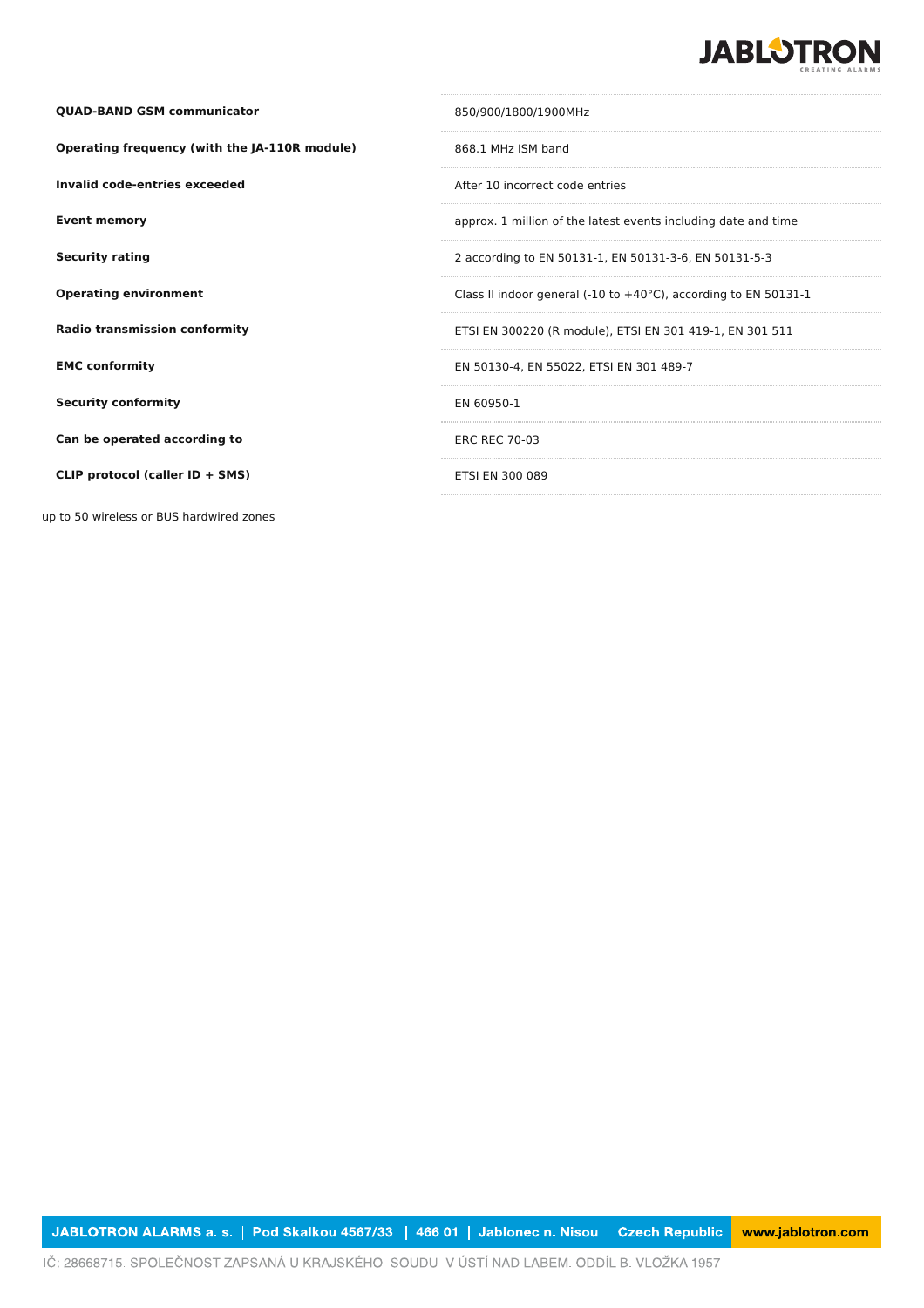| | |
|---|---|
| **QUAD-BAND GSM communicator** | 850/900/1800/1900MHz |
| **Operating frequency (with the JA-110R module)** | 868.1 MHz ISM band |
| **Invalid code-entries exceeded** | After 10 incorrect code entries |
| **Event memory** | approx. 1 million of the latest events including date and time |
| **Security rating** | 2 according to EN 50131-1, EN 50131-3-6, EN 50131-5-3 |
| **Operating environment** | Class II indoor general (-10 to +40°C), according to EN 50131-1 |
| **Radio transmission conformity** | ETSI EN 300220 (R module), ETSI EN 301 419-1, EN 301 511 |
| **EMC conformity** | EN 50130-4, EN 55022, ETSI EN 301 489-7 |
| **Security conformity** | EN 60950-1 |
| **Can be operated according to** | ERC REC 70-03 |
| **CLIP protocol (caller ID + SMS)** | ETSI EN 300 089 |

up to 50 wireless or BUS hardwired zones